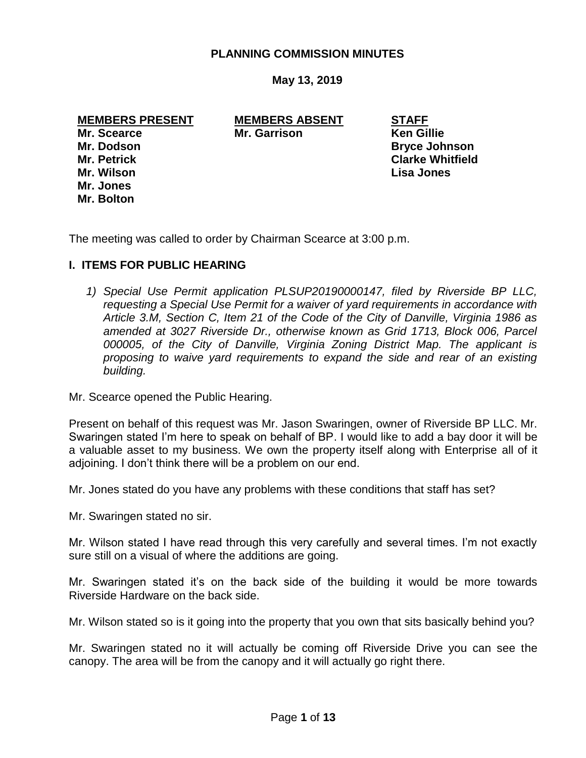# PLANNING COMMISSION MINUTES

**May 13, 2019**

| MEMBERS PRESENT | MEMBERS ABSENT | STAFF |
|---|---|---|
| Mr. Scearce | Mr. Garrison | Ken Gillie |
| Mr. Dodson | | Bryce Johnson |
| Mr. Petrick | | Clarke Whitfield |
| Mr. Wilson | | Lisa Jones |
| Mr. Jones | | |
| Mr. Bolton | | |

The meeting was called to order by Chairman Scearce at 3:00 p.m.

## I. ITEMS FOR PUBLIC HEARING

1) *Special Use Permit application PLSUP20190000147, filed by Riverside BP LLC, requesting a Special Use Permit for a waiver of yard requirements in accordance with Article 3.M, Section C, Item 21 of the Code of the City of Danville, Virginia 1986 as amended at 3027 Riverside Dr., otherwise known as Grid 1713, Block 006, Parcel 000005, of the City of Danville, Virginia Zoning District Map. The applicant is proposing to waive yard requirements to expand the side and rear of an existing building.*

Mr. Scearce opened the Public Hearing.

Present on behalf of this request was Mr. Jason Swaringen, owner of Riverside BP LLC. Mr. Swaringen stated I'm here to speak on behalf of BP. I would like to add a bay door it will be a valuable asset to my business. We own the property itself along with Enterprise all of it adjoining. I don't think there will be a problem on our end.

Mr. Jones stated do you have any problems with these conditions that staff has set?

Mr. Swaringen stated no sir.

Mr. Wilson stated I have read through this very carefully and several times. I'm not exactly sure still on a visual of where the additions are going.

Mr. Swaringen stated it's on the back side of the building it would be more towards Riverside Hardware on the back side.

Mr. Wilson stated so is it going into the property that you own that sits basically behind you?

Mr. Swaringen stated no it will actually be coming off Riverside Drive you can see the canopy. The area will be from the canopy and it will actually go right there.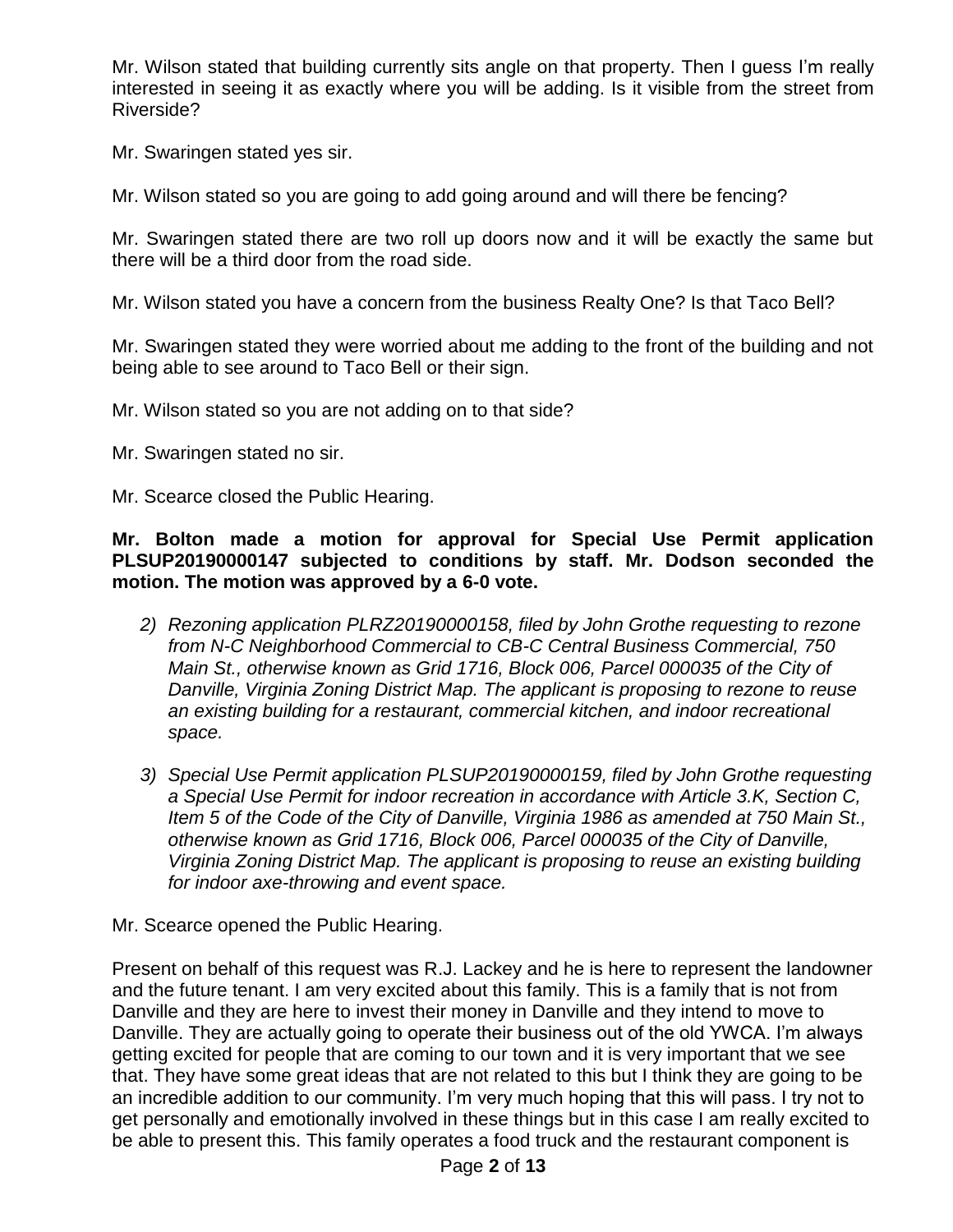Mr. Wilson stated that building currently sits angle on that property. Then I guess I'm really interested in seeing it as exactly where you will be adding. Is it visible from the street from Riverside?

Mr. Swaringen stated yes sir.

Mr. Wilson stated so you are going to add going around and will there be fencing?

Mr. Swaringen stated there are two roll up doors now and it will be exactly the same but there will be a third door from the road side.

Mr. Wilson stated you have a concern from the business Realty One? Is that Taco Bell?

Mr. Swaringen stated they were worried about me adding to the front of the building and not being able to see around to Taco Bell or their sign.

Mr. Wilson stated so you are not adding on to that side?

Mr. Swaringen stated no sir.

Mr. Scearce closed the Public Hearing.

**Mr. Bolton made a motion for approval for Special Use Permit application PLSUP20190000147 subjected to conditions by staff. Mr. Dodson seconded the motion. The motion was approved by a 6-0 vote.**

2) *Rezoning application PLRZ20190000158, filed by John Grothe requesting to rezone from N-C Neighborhood Commercial to CB-C Central Business Commercial, 750 Main St., otherwise known as Grid 1716, Block 006, Parcel 000035 of the City of Danville, Virginia Zoning District Map. The applicant is proposing to rezone to reuse an existing building for a restaurant, commercial kitchen, and indoor recreational space.*

3) *Special Use Permit application PLSUP20190000159, filed by John Grothe requesting a Special Use Permit for indoor recreation in accordance with Article 3.K, Section C, Item 5 of the Code of the City of Danville, Virginia 1986 as amended at 750 Main St., otherwise known as Grid 1716, Block 006, Parcel 000035 of the City of Danville, Virginia Zoning District Map. The applicant is proposing to reuse an existing building for indoor axe-throwing and event space.*

Mr. Scearce opened the Public Hearing.

Present on behalf of this request was R.J. Lackey and he is here to represent the landowner and the future tenant. I am very excited about this family. This is a family that is not from Danville and they are here to invest their money in Danville and they intend to move to Danville. They are actually going to operate their business out of the old YWCA. I'm always getting excited for people that are coming to our town and it is very important that we see that. They have some great ideas that are not related to this but I think they are going to be an incredible addition to our community. I'm very much hoping that this will pass. I try not to get personally and emotionally involved in these things but in this case I am really excited to be able to present this. This family operates a food truck and the restaurant component is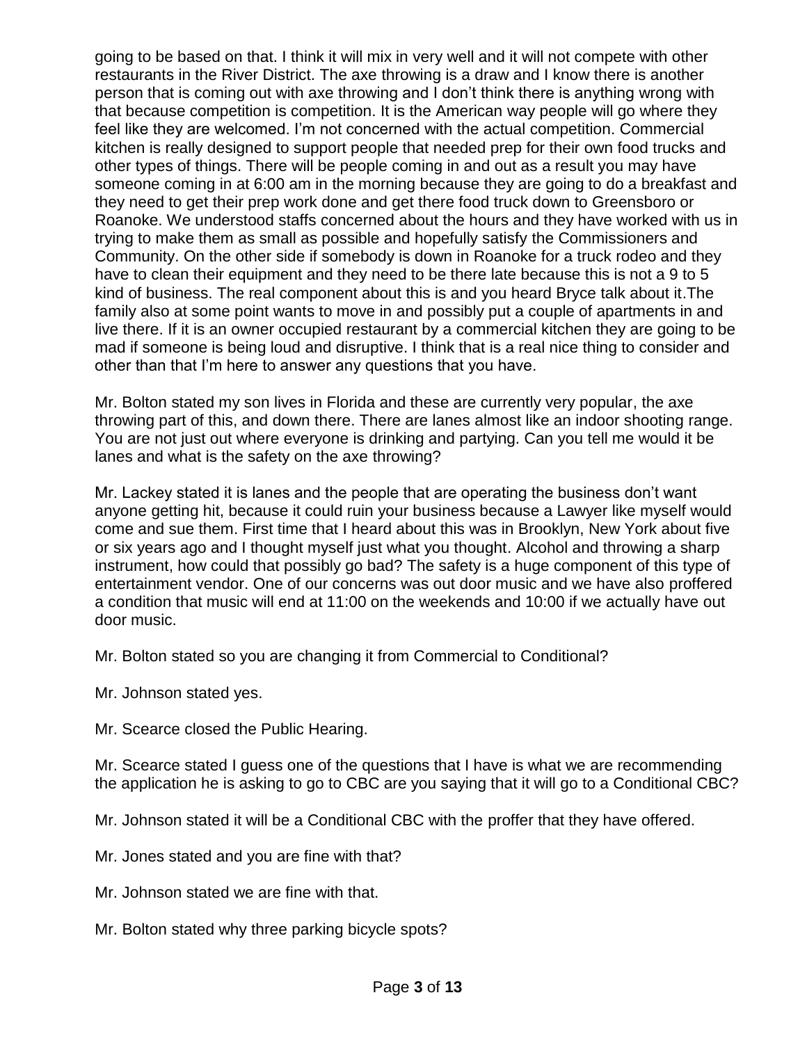going to be based on that. I think it will mix in very well and it will not compete with other restaurants in the River District. The axe throwing is a draw and I know there is another person that is coming out with axe throwing and I don't think there is anything wrong with that because competition is competition. It is the American way people will go where they feel like they are welcomed. I'm not concerned with the actual competition. Commercial kitchen is really designed to support people that needed prep for their own food trucks and other types of things. There will be people coming in and out as a result you may have someone coming in at 6:00 am in the morning because they are going to do a breakfast and they need to get their prep work done and get there food truck down to Greensboro or Roanoke. We understood staffs concerned about the hours and they have worked with us in trying to make them as small as possible and hopefully satisfy the Commissioners and Community. On the other side if somebody is down in Roanoke for a truck rodeo and they have to clean their equipment and they need to be there late because this is not a 9 to 5 kind of business. The real component about this is and you heard Bryce talk about it.The family also at some point wants to move in and possibly put a couple of apartments in and live there. If it is an owner occupied restaurant by a commercial kitchen they are going to be mad if someone is being loud and disruptive. I think that is a real nice thing to consider and other than that I'm here to answer any questions that you have.

Mr. Bolton stated my son lives in Florida and these are currently very popular, the axe throwing part of this, and down there. There are lanes almost like an indoor shooting range. You are not just out where everyone is drinking and partying. Can you tell me would it be lanes and what is the safety on the axe throwing?

Mr. Lackey stated it is lanes and the people that are operating the business don't want anyone getting hit, because it could ruin your business because a Lawyer like myself would come and sue them. First time that I heard about this was in Brooklyn, New York about five or six years ago and I thought myself just what you thought. Alcohol and throwing a sharp instrument, how could that possibly go bad? The safety is a huge component of this type of entertainment vendor. One of our concerns was out door music and we have also proffered a condition that music will end at 11:00 on the weekends and 10:00 if we actually have out door music.

Mr. Bolton stated so you are changing it from Commercial to Conditional?

Mr. Johnson stated yes.

Mr. Scearce closed the Public Hearing.

Mr. Scearce stated I guess one of the questions that I have is what we are recommending the application he is asking to go to CBC are you saying that it will go to a Conditional CBC?

Mr. Johnson stated it will be a Conditional CBC with the proffer that they have offered.

Mr. Jones stated and you are fine with that?

Mr. Johnson stated we are fine with that.

Mr. Bolton stated why three parking bicycle spots?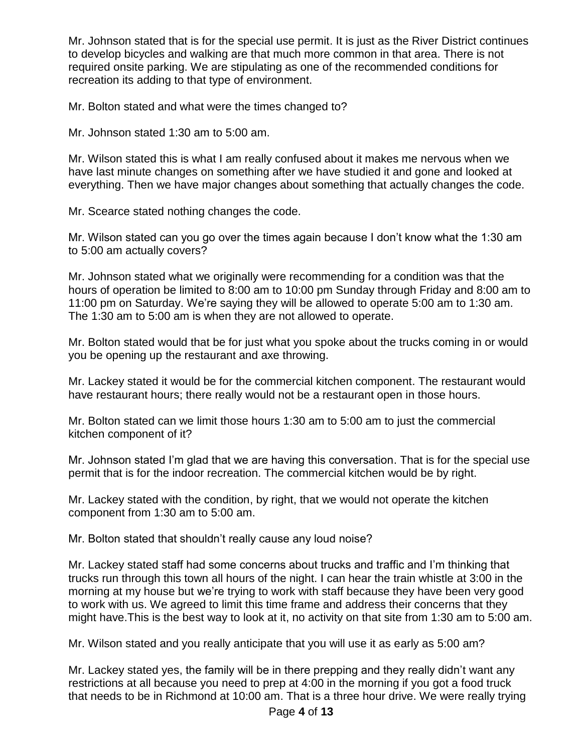Mr. Johnson stated that is for the special use permit. It is just as the River District continues to develop bicycles and walking are that much more common in that area. There is not required onsite parking. We are stipulating as one of the recommended conditions for recreation its adding to that type of environment.

Mr. Bolton stated and what were the times changed to?

Mr. Johnson stated 1:30 am to 5:00 am.

Mr. Wilson stated this is what I am really confused about it makes me nervous when we have last minute changes on something after we have studied it and gone and looked at everything. Then we have major changes about something that actually changes the code.

Mr. Scearce stated nothing changes the code.

Mr. Wilson stated can you go over the times again because I don't know what the 1:30 am to 5:00 am actually covers?

Mr. Johnson stated what we originally were recommending for a condition was that the hours of operation be limited to 8:00 am to 10:00 pm Sunday through Friday and 8:00 am to 11:00 pm on Saturday. We're saying they will be allowed to operate 5:00 am to 1:30 am. The 1:30 am to 5:00 am is when they are not allowed to operate.

Mr. Bolton stated would that be for just what you spoke about the trucks coming in or would you be opening up the restaurant and axe throwing.

Mr. Lackey stated it would be for the commercial kitchen component. The restaurant would have restaurant hours; there really would not be a restaurant open in those hours.

Mr. Bolton stated can we limit those hours 1:30 am to 5:00 am to just the commercial kitchen component of it?

Mr. Johnson stated I'm glad that we are having this conversation. That is for the special use permit that is for the indoor recreation. The commercial kitchen would be by right.

Mr. Lackey stated with the condition, by right, that we would not operate the kitchen component from 1:30 am to 5:00 am.

Mr. Bolton stated that shouldn't really cause any loud noise?

Mr. Lackey stated staff had some concerns about trucks and traffic and I'm thinking that trucks run through this town all hours of the night. I can hear the train whistle at 3:00 in the morning at my house but we're trying to work with staff because they have been very good to work with us. We agreed to limit this time frame and address their concerns that they might have.This is the best way to look at it, no activity on that site from 1:30 am to 5:00 am.

Mr. Wilson stated and you really anticipate that you will use it as early as 5:00 am?

Mr. Lackey stated yes, the family will be in there prepping and they really didn't want any restrictions at all because you need to prep at 4:00 in the morning if you got a food truck that needs to be in Richmond at 10:00 am. That is a three hour drive. We were really trying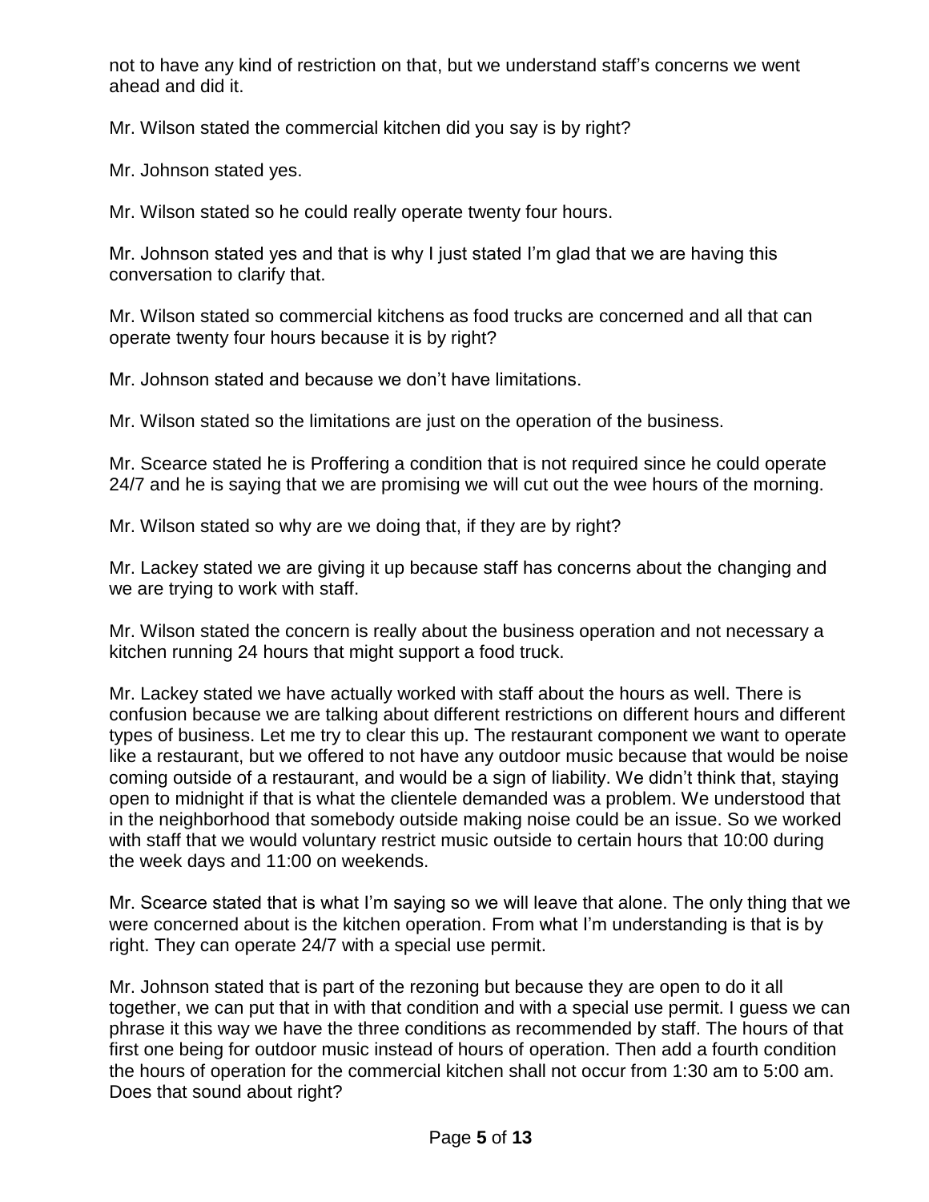not to have any kind of restriction on that, but we understand staff's concerns we went ahead and did it.

Mr. Wilson stated the commercial kitchen did you say is by right?

Mr. Johnson stated yes.

Mr. Wilson stated so he could really operate twenty four hours.

Mr. Johnson stated yes and that is why I just stated I'm glad that we are having this conversation to clarify that.

Mr. Wilson stated so commercial kitchens as food trucks are concerned and all that can operate twenty four hours because it is by right?

Mr. Johnson stated and because we don't have limitations.

Mr. Wilson stated so the limitations are just on the operation of the business.

Mr. Scearce stated he is Proffering a condition that is not required since he could operate 24/7 and he is saying that we are promising we will cut out the wee hours of the morning.

Mr. Wilson stated so why are we doing that, if they are by right?

Mr. Lackey stated we are giving it up because staff has concerns about the changing and we are trying to work with staff.

Mr. Wilson stated the concern is really about the business operation and not necessary a kitchen running 24 hours that might support a food truck.

Mr. Lackey stated we have actually worked with staff about the hours as well. There is confusion because we are talking about different restrictions on different hours and different types of business. Let me try to clear this up. The restaurant component we want to operate like a restaurant, but we offered to not have any outdoor music because that would be noise coming outside of a restaurant, and would be a sign of liability. We didn't think that, staying open to midnight if that is what the clientele demanded was a problem. We understood that in the neighborhood that somebody outside making noise could be an issue. So we worked with staff that we would voluntary restrict music outside to certain hours that 10:00 during the week days and 11:00 on weekends.

Mr. Scearce stated that is what I'm saying so we will leave that alone. The only thing that we were concerned about is the kitchen operation. From what I'm understanding is that is by right. They can operate 24/7 with a special use permit.

Mr. Johnson stated that is part of the rezoning but because they are open to do it all together, we can put that in with that condition and with a special use permit. I guess we can phrase it this way we have the three conditions as recommended by staff. The hours of that first one being for outdoor music instead of hours of operation. Then add a fourth condition the hours of operation for the commercial kitchen shall not occur from 1:30 am to 5:00 am. Does that sound about right?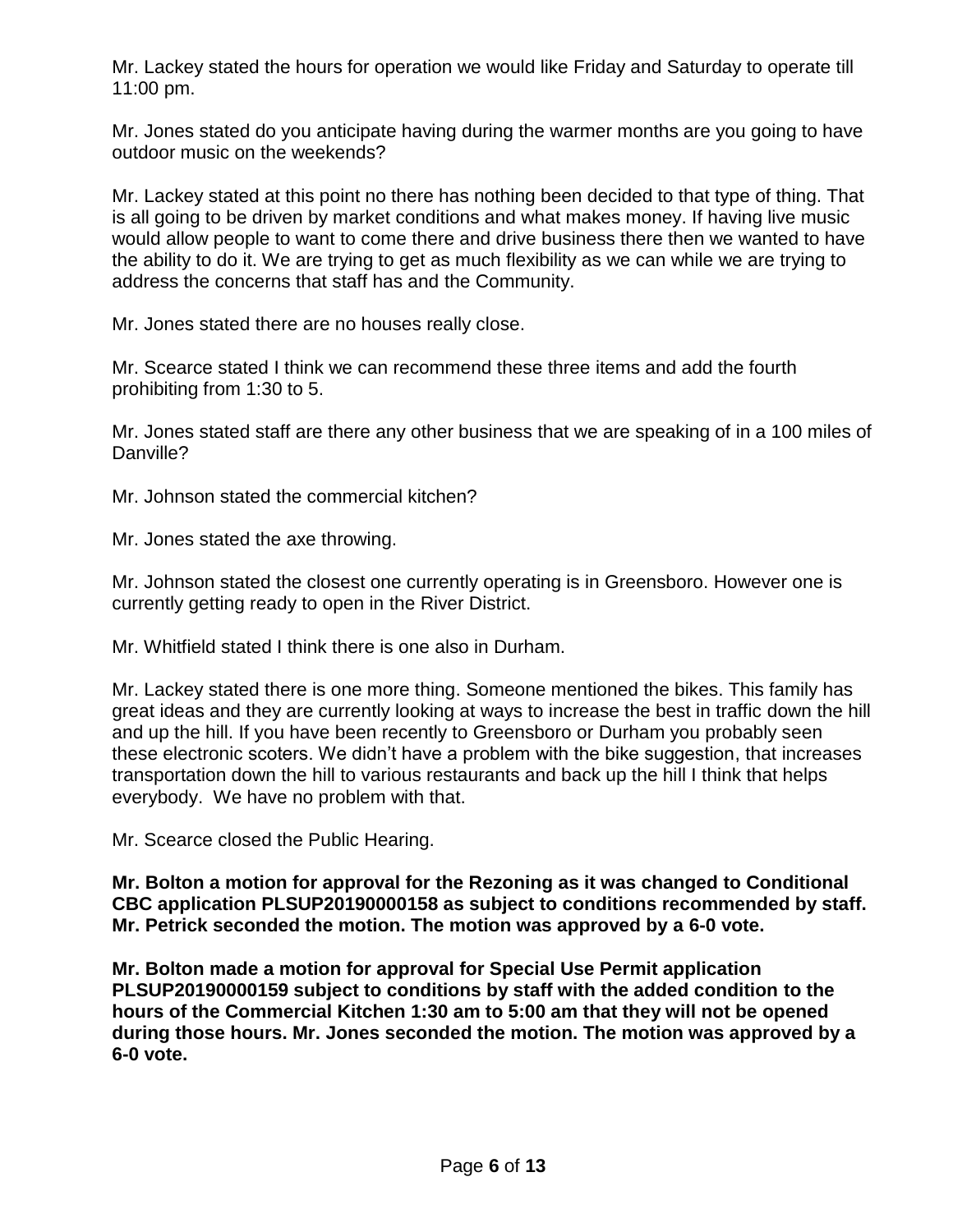Mr. Lackey stated the hours for operation we would like Friday and Saturday to operate till 11:00 pm.

Mr. Jones stated do you anticipate having during the warmer months are you going to have outdoor music on the weekends?

Mr. Lackey stated at this point no there has nothing been decided to that type of thing. That is all going to be driven by market conditions and what makes money. If having live music would allow people to want to come there and drive business there then we wanted to have the ability to do it. We are trying to get as much flexibility as we can while we are trying to address the concerns that staff has and the Community.

Mr. Jones stated there are no houses really close.

Mr. Scearce stated I think we can recommend these three items and add the fourth prohibiting from 1:30 to 5.

Mr. Jones stated staff are there any other business that we are speaking of in a 100 miles of Danville?

Mr. Johnson stated the commercial kitchen?

Mr. Jones stated the axe throwing.

Mr. Johnson stated the closest one currently operating is in Greensboro. However one is currently getting ready to open in the River District.

Mr. Whitfield stated I think there is one also in Durham.

Mr. Lackey stated there is one more thing. Someone mentioned the bikes. This family has great ideas and they are currently looking at ways to increase the best in traffic down the hill and up the hill. If you have been recently to Greensboro or Durham you probably seen these electronic scoters. We didn't have a problem with the bike suggestion, that increases transportation down the hill to various restaurants and back up the hill I think that helps everybody. We have no problem with that.

Mr. Scearce closed the Public Hearing.

**Mr. Bolton a motion for approval for the Rezoning as it was changed to Conditional CBC application PLSUP20190000158 as subject to conditions recommended by staff. Mr. Petrick seconded the motion. The motion was approved by a 6-0 vote.**

**Mr. Bolton made a motion for approval for Special Use Permit application PLSUP20190000159 subject to conditions by staff with the added condition to the hours of the Commercial Kitchen 1:30 am to 5:00 am that they will not be opened during those hours. Mr. Jones seconded the motion. The motion was approved by a 6-0 vote.**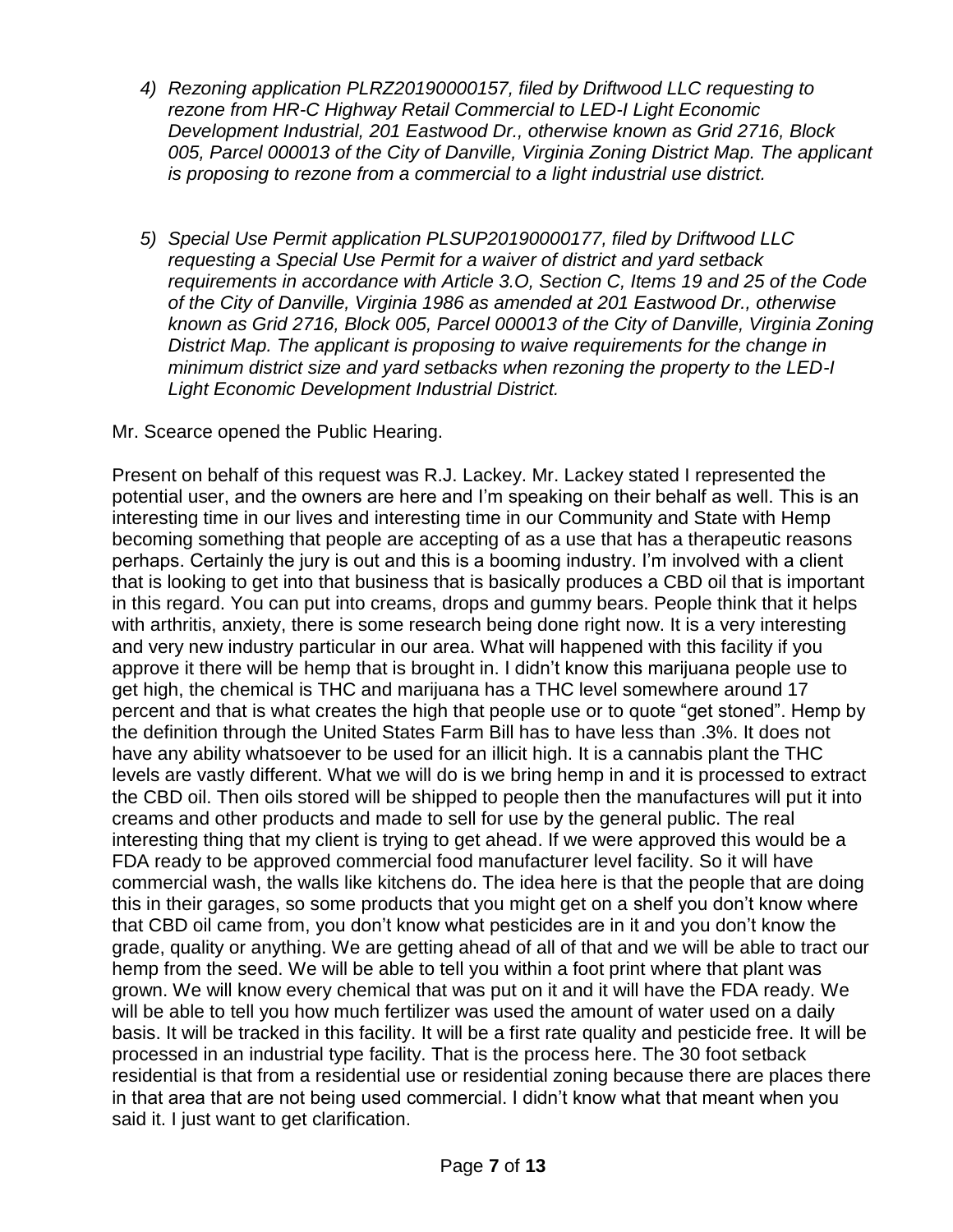4) *Rezoning application PLRZ20190000157, filed by Driftwood LLC requesting to rezone from HR-C Highway Retail Commercial to LED-I Light Economic Development Industrial, 201 Eastwood Dr., otherwise known as Grid 2716, Block 005, Parcel 000013 of the City of Danville, Virginia Zoning District Map. The applicant is proposing to rezone from a commercial to a light industrial use district.*

5) *Special Use Permit application PLSUP20190000177, filed by Driftwood LLC requesting a Special Use Permit for a waiver of district and yard setback requirements in accordance with Article 3.O, Section C, Items 19 and 25 of the Code of the City of Danville, Virginia 1986 as amended at 201 Eastwood Dr., otherwise known as Grid 2716, Block 005, Parcel 000013 of the City of Danville, Virginia Zoning District Map. The applicant is proposing to waive requirements for the change in minimum district size and yard setbacks when rezoning the property to the LED-I Light Economic Development Industrial District.*

Mr. Scearce opened the Public Hearing.

Present on behalf of this request was R.J. Lackey. Mr. Lackey stated I represented the potential user, and the owners are here and I'm speaking on their behalf as well. This is an interesting time in our lives and interesting time in our Community and State with Hemp becoming something that people are accepting of as a use that has a therapeutic reasons perhaps. Certainly the jury is out and this is a booming industry. I'm involved with a client that is looking to get into that business that is basically produces a CBD oil that is important in this regard. You can put into creams, drops and gummy bears. People think that it helps with arthritis, anxiety, there is some research being done right now. It is a very interesting and very new industry particular in our area. What will happened with this facility if you approve it there will be hemp that is brought in. I didn't know this marijuana people use to get high, the chemical is THC and marijuana has a THC level somewhere around 17 percent and that is what creates the high that people use or to quote "get stoned". Hemp by the definition through the United States Farm Bill has to have less than .3%. It does not have any ability whatsoever to be used for an illicit high. It is a cannabis plant the THC levels are vastly different. What we will do is we bring hemp in and it is processed to extract the CBD oil. Then oils stored will be shipped to people then the manufactures will put it into creams and other products and made to sell for use by the general public. The real interesting thing that my client is trying to get ahead. If we were approved this would be a FDA ready to be approved commercial food manufacturer level facility. So it will have commercial wash, the walls like kitchens do. The idea here is that the people that are doing this in their garages, so some products that you might get on a shelf you don't know where that CBD oil came from, you don't know what pesticides are in it and you don't know the grade, quality or anything. We are getting ahead of all of that and we will be able to tract our hemp from the seed. We will be able to tell you within a foot print where that plant was grown. We will know every chemical that was put on it and it will have the FDA ready. We will be able to tell you how much fertilizer was used the amount of water used on a daily basis. It will be tracked in this facility. It will be a first rate quality and pesticide free. It will be processed in an industrial type facility. That is the process here. The 30 foot setback residential is that from a residential use or residential zoning because there are places there in that area that are not being used commercial. I didn't know what that meant when you said it. I just want to get clarification.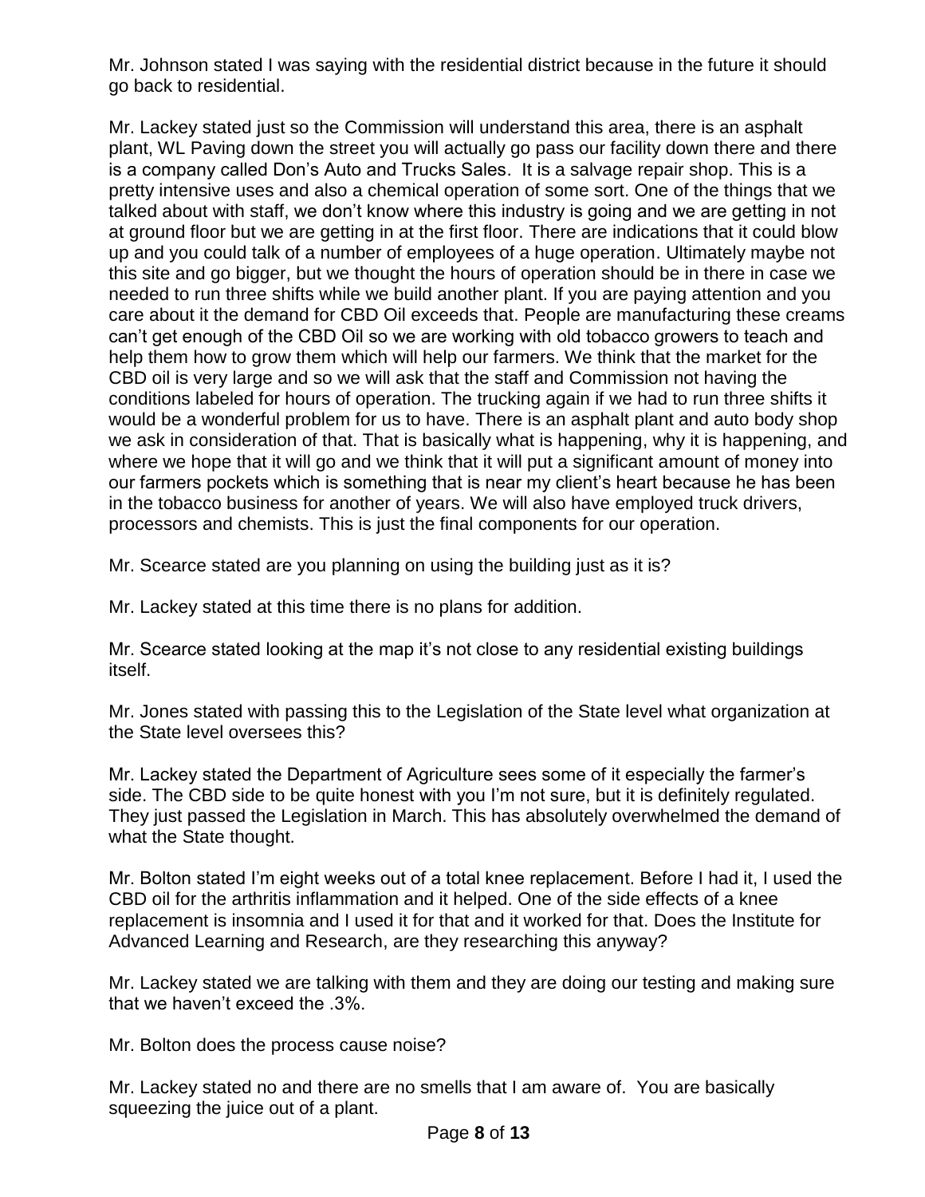Mr. Johnson stated I was saying with the residential district because in the future it should go back to residential.

Mr. Lackey stated just so the Commission will understand this area, there is an asphalt plant, WL Paving down the street you will actually go pass our facility down there and there is a company called Don's Auto and Trucks Sales. It is a salvage repair shop. This is a pretty intensive uses and also a chemical operation of some sort. One of the things that we talked about with staff, we don't know where this industry is going and we are getting in not at ground floor but we are getting in at the first floor. There are indications that it could blow up and you could talk of a number of employees of a huge operation. Ultimately maybe not this site and go bigger, but we thought the hours of operation should be in there in case we needed to run three shifts while we build another plant. If you are paying attention and you care about it the demand for CBD Oil exceeds that. People are manufacturing these creams can't get enough of the CBD Oil so we are working with old tobacco growers to teach and help them how to grow them which will help our farmers. We think that the market for the CBD oil is very large and so we will ask that the staff and Commission not having the conditions labeled for hours of operation. The trucking again if we had to run three shifts it would be a wonderful problem for us to have. There is an asphalt plant and auto body shop we ask in consideration of that. That is basically what is happening, why it is happening, and where we hope that it will go and we think that it will put a significant amount of money into our farmers pockets which is something that is near my client's heart because he has been in the tobacco business for another of years. We will also have employed truck drivers, processors and chemists. This is just the final components for our operation.

Mr. Scearce stated are you planning on using the building just as it is?

Mr. Lackey stated at this time there is no plans for addition.

Mr. Scearce stated looking at the map it's not close to any residential existing buildings itself.

Mr. Jones stated with passing this to the Legislation of the State level what organization at the State level oversees this?

Mr. Lackey stated the Department of Agriculture sees some of it especially the farmer's side. The CBD side to be quite honest with you I'm not sure, but it is definitely regulated. They just passed the Legislation in March. This has absolutely overwhelmed the demand of what the State thought.

Mr. Bolton stated I'm eight weeks out of a total knee replacement. Before I had it, I used the CBD oil for the arthritis inflammation and it helped. One of the side effects of a knee replacement is insomnia and I used it for that and it worked for that. Does the Institute for Advanced Learning and Research, are they researching this anyway?

Mr. Lackey stated we are talking with them and they are doing our testing and making sure that we haven't exceed the .3%.

Mr. Bolton does the process cause noise?

Mr. Lackey stated no and there are no smells that I am aware of. You are basically squeezing the juice out of a plant.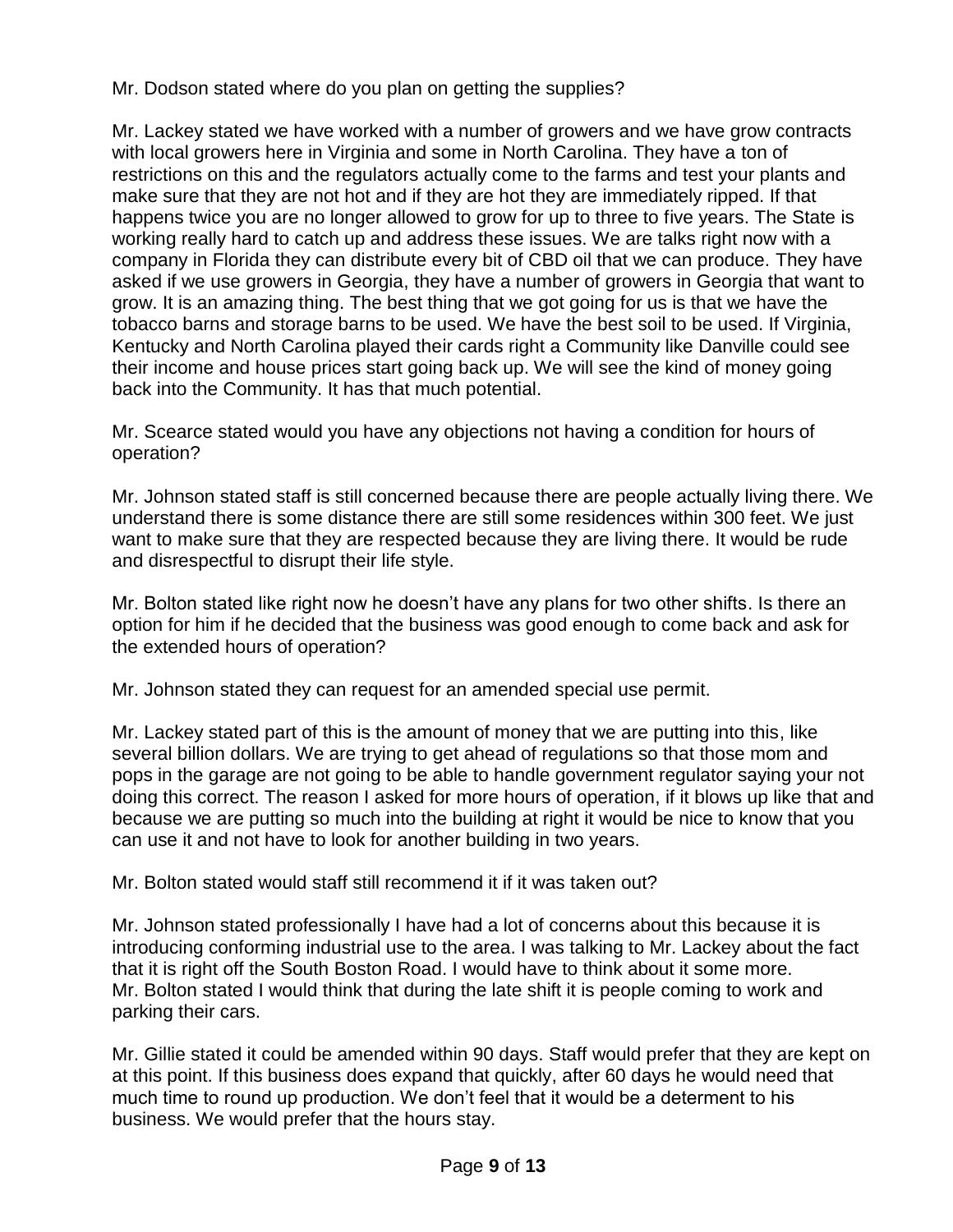Mr. Dodson stated where do you plan on getting the supplies?

Mr. Lackey stated we have worked with a number of growers and we have grow contracts with local growers here in Virginia and some in North Carolina. They have a ton of restrictions on this and the regulators actually come to the farms and test your plants and make sure that they are not hot and if they are hot they are immediately ripped. If that happens twice you are no longer allowed to grow for up to three to five years. The State is working really hard to catch up and address these issues. We are talks right now with a company in Florida they can distribute every bit of CBD oil that we can produce. They have asked if we use growers in Georgia, they have a number of growers in Georgia that want to grow. It is an amazing thing. The best thing that we got going for us is that we have the tobacco barns and storage barns to be used. We have the best soil to be used. If Virginia, Kentucky and North Carolina played their cards right a Community like Danville could see their income and house prices start going back up. We will see the kind of money going back into the Community. It has that much potential.

Mr. Scearce stated would you have any objections not having a condition for hours of operation?

Mr. Johnson stated staff is still concerned because there are people actually living there. We understand there is some distance there are still some residences within 300 feet. We just want to make sure that they are respected because they are living there. It would be rude and disrespectful to disrupt their life style.

Mr. Bolton stated like right now he doesn't have any plans for two other shifts. Is there an option for him if he decided that the business was good enough to come back and ask for the extended hours of operation?

Mr. Johnson stated they can request for an amended special use permit.

Mr. Lackey stated part of this is the amount of money that we are putting into this, like several billion dollars. We are trying to get ahead of regulations so that those mom and pops in the garage are not going to be able to handle government regulator saying your not doing this correct. The reason I asked for more hours of operation, if it blows up like that and because we are putting so much into the building at right it would be nice to know that you can use it and not have to look for another building in two years.

Mr. Bolton stated would staff still recommend it if it was taken out?

Mr. Johnson stated professionally I have had a lot of concerns about this because it is introducing conforming industrial use to the area. I was talking to Mr. Lackey about the fact that it is right off the South Boston Road. I would have to think about it some more.
Mr. Bolton stated I would think that during the late shift it is people coming to work and parking their cars.

Mr. Gillie stated it could be amended within 90 days. Staff would prefer that they are kept on at this point. If this business does expand that quickly, after 60 days he would need that much time to round up production. We don't feel that it would be a determent to his business. We would prefer that the hours stay.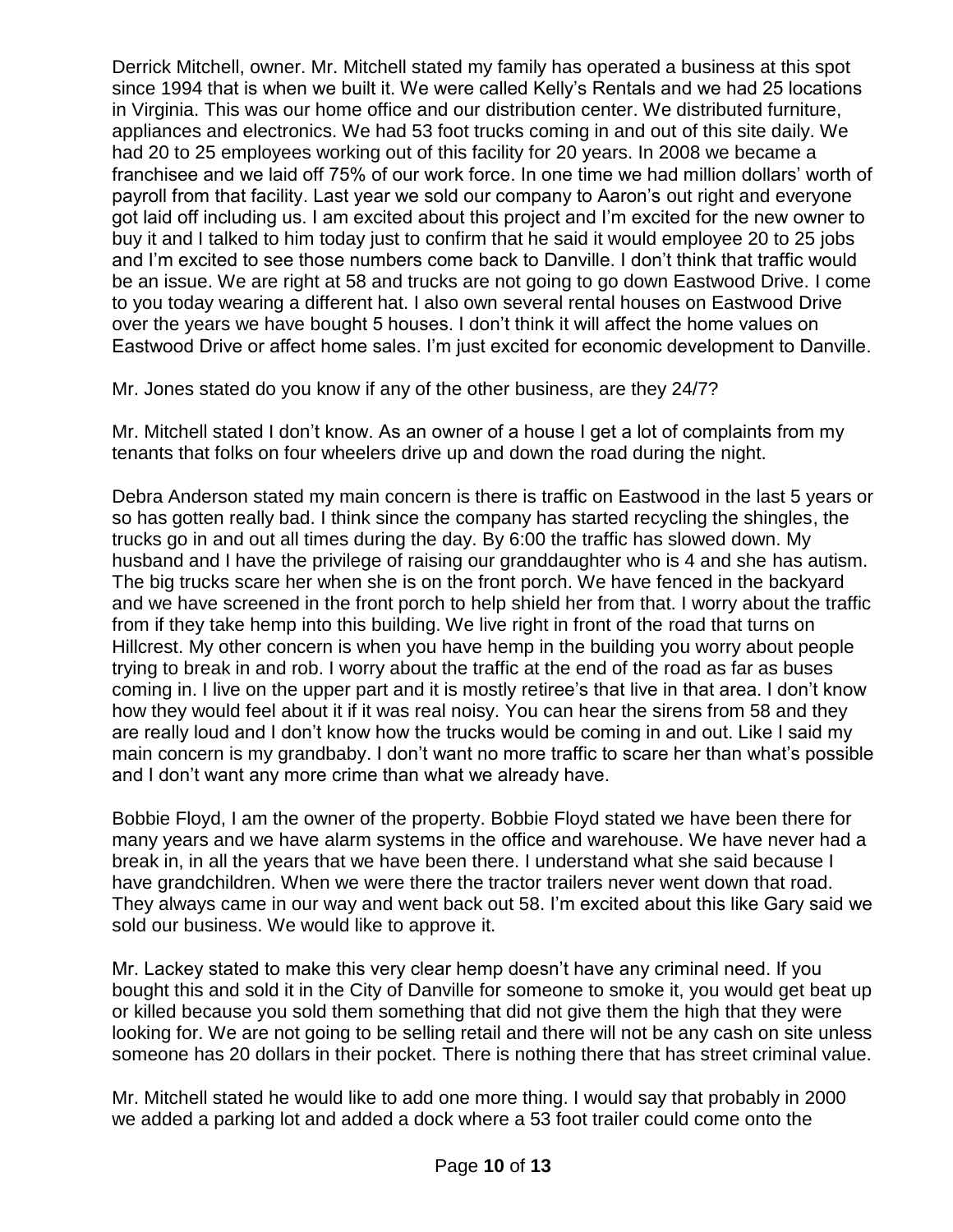Derrick Mitchell, owner. Mr. Mitchell stated my family has operated a business at this spot since 1994 that is when we built it. We were called Kelly's Rentals and we had 25 locations in Virginia. This was our home office and our distribution center. We distributed furniture, appliances and electronics. We had 53 foot trucks coming in and out of this site daily. We had 20 to 25 employees working out of this facility for 20 years. In 2008 we became a franchisee and we laid off 75% of our work force. In one time we had million dollars' worth of payroll from that facility. Last year we sold our company to Aaron's out right and everyone got laid off including us. I am excited about this project and I'm excited for the new owner to buy it and I talked to him today just to confirm that he said it would employee 20 to 25 jobs and I'm excited to see those numbers come back to Danville. I don't think that traffic would be an issue. We are right at 58 and trucks are not going to go down Eastwood Drive. I come to you today wearing a different hat. I also own several rental houses on Eastwood Drive over the years we have bought 5 houses. I don't think it will affect the home values on Eastwood Drive or affect home sales. I'm just excited for economic development to Danville.

Mr. Jones stated do you know if any of the other business, are they 24/7?

Mr. Mitchell stated I don't know. As an owner of a house I get a lot of complaints from my tenants that folks on four wheelers drive up and down the road during the night.

Debra Anderson stated my main concern is there is traffic on Eastwood in the last 5 years or so has gotten really bad. I think since the company has started recycling the shingles, the trucks go in and out all times during the day. By 6:00 the traffic has slowed down. My husband and I have the privilege of raising our granddaughter who is 4 and she has autism. The big trucks scare her when she is on the front porch. We have fenced in the backyard and we have screened in the front porch to help shield her from that. I worry about the traffic from if they take hemp into this building. We live right in front of the road that turns on Hillcrest. My other concern is when you have hemp in the building you worry about people trying to break in and rob. I worry about the traffic at the end of the road as far as buses coming in. I live on the upper part and it is mostly retiree's that live in that area. I don't know how they would feel about it if it was real noisy. You can hear the sirens from 58 and they are really loud and I don't know how the trucks would be coming in and out. Like I said my main concern is my grandbaby. I don't want no more traffic to scare her than what's possible and I don't want any more crime than what we already have.

Bobbie Floyd, I am the owner of the property. Bobbie Floyd stated we have been there for many years and we have alarm systems in the office and warehouse. We have never had a break in, in all the years that we have been there. I understand what she said because I have grandchildren. When we were there the tractor trailers never went down that road. They always came in our way and went back out 58. I'm excited about this like Gary said we sold our business. We would like to approve it.

Mr. Lackey stated to make this very clear hemp doesn't have any criminal need. If you bought this and sold it in the City of Danville for someone to smoke it, you would get beat up or killed because you sold them something that did not give them the high that they were looking for. We are not going to be selling retail and there will not be any cash on site unless someone has 20 dollars in their pocket. There is nothing there that has street criminal value.

Mr. Mitchell stated he would like to add one more thing. I would say that probably in 2000 we added a parking lot and added a dock where a 53 foot trailer could come onto the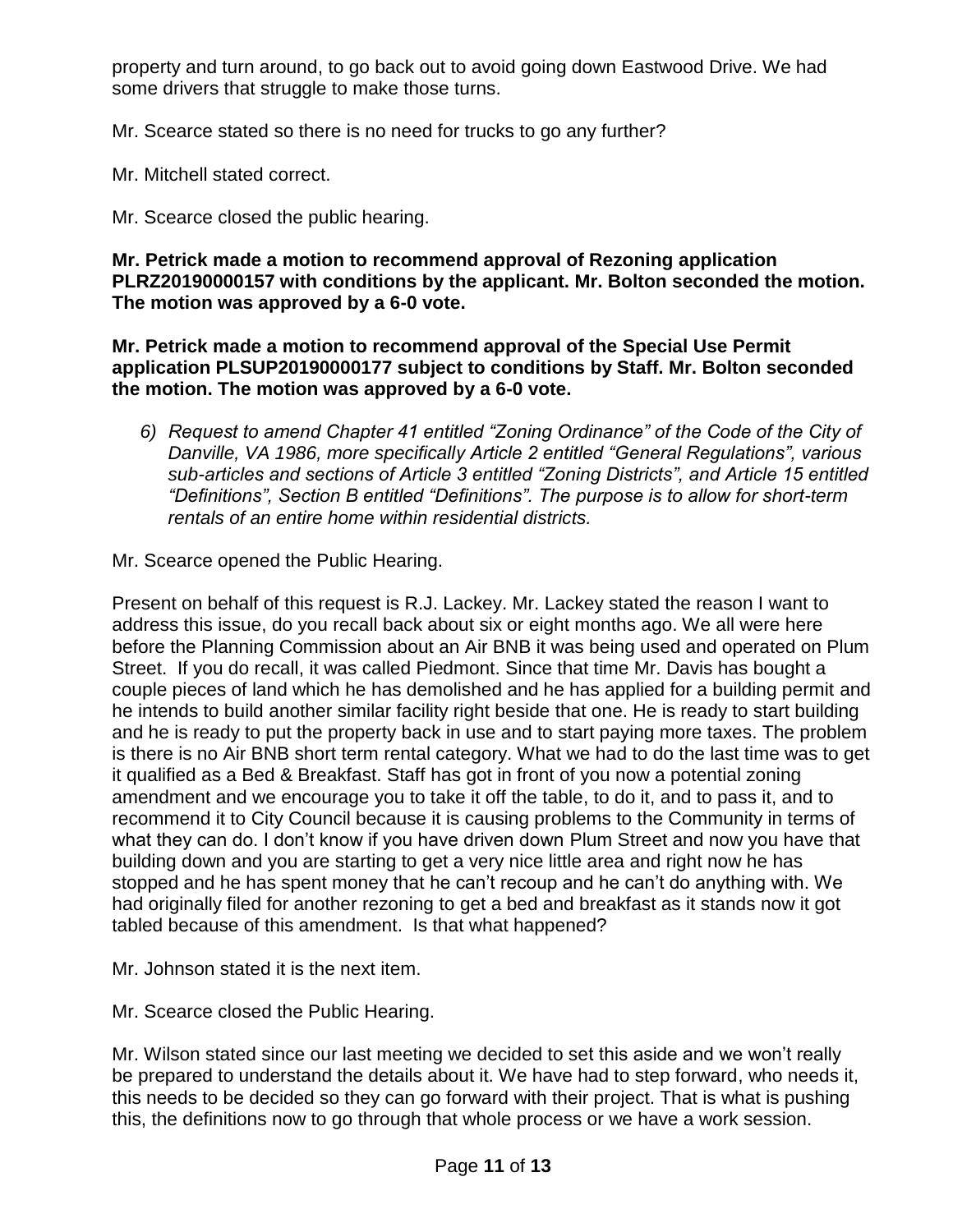property and turn around, to go back out to avoid going down Eastwood Drive. We had some drivers that struggle to make those turns.

Mr. Scearce stated so there is no need for trucks to go any further?

Mr. Mitchell stated correct.

Mr. Scearce closed the public hearing.

**Mr. Petrick made a motion to recommend approval of Rezoning application PLRZ20190000157 with conditions by the applicant. Mr. Bolton seconded the motion. The motion was approved by a 6-0 vote.**

**Mr. Petrick made a motion to recommend approval of the Special Use Permit application PLSUP20190000177 subject to conditions by Staff. Mr. Bolton seconded the motion. The motion was approved by a 6-0 vote.**

6) *Request to amend Chapter 41 entitled "Zoning Ordinance" of the Code of the City of Danville, VA 1986, more specifically Article 2 entitled "General Regulations", various sub-articles and sections of Article 3 entitled "Zoning Districts", and Article 15 entitled "Definitions", Section B entitled "Definitions". The purpose is to allow for short-term rentals of an entire home within residential districts.*

Mr. Scearce opened the Public Hearing.

Present on behalf of this request is R.J. Lackey. Mr. Lackey stated the reason I want to address this issue, do you recall back about six or eight months ago. We all were here before the Planning Commission about an Air BNB it was being used and operated on Plum Street. If you do recall, it was called Piedmont. Since that time Mr. Davis has bought a couple pieces of land which he has demolished and he has applied for a building permit and he intends to build another similar facility right beside that one. He is ready to start building and he is ready to put the property back in use and to start paying more taxes. The problem is there is no Air BNB short term rental category. What we had to do the last time was to get it qualified as a Bed & Breakfast. Staff has got in front of you now a potential zoning amendment and we encourage you to take it off the table, to do it, and to pass it, and to recommend it to City Council because it is causing problems to the Community in terms of what they can do. I don't know if you have driven down Plum Street and now you have that building down and you are starting to get a very nice little area and right now he has stopped and he has spent money that he can't recoup and he can't do anything with. We had originally filed for another rezoning to get a bed and breakfast as it stands now it got tabled because of this amendment. Is that what happened?

Mr. Johnson stated it is the next item.

Mr. Scearce closed the Public Hearing.

Mr. Wilson stated since our last meeting we decided to set this aside and we won't really be prepared to understand the details about it. We have had to step forward, who needs it, this needs to be decided so they can go forward with their project. That is what is pushing this, the definitions now to go through that whole process or we have a work session.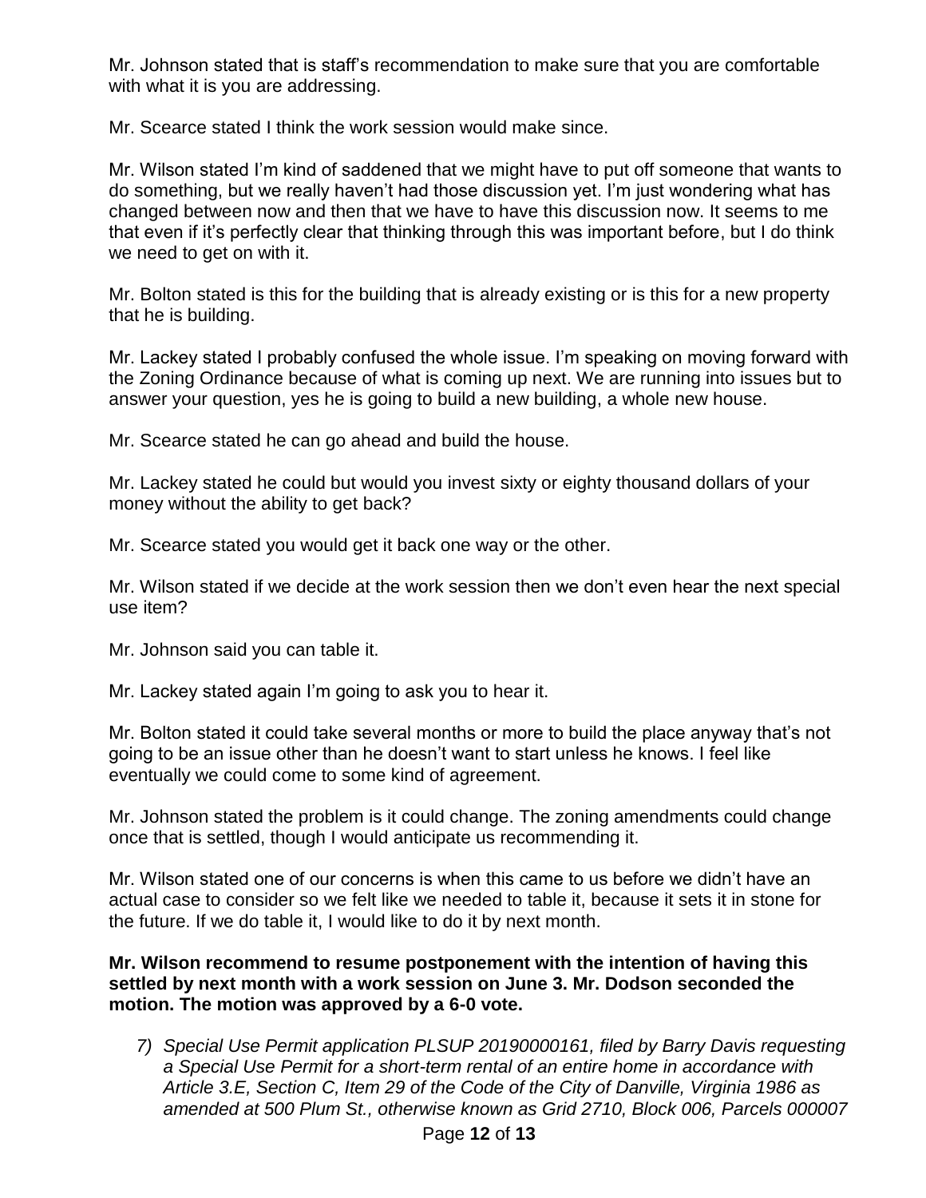Mr. Johnson stated that is staff's recommendation to make sure that you are comfortable with what it is you are addressing.

Mr. Scearce stated I think the work session would make since.

Mr. Wilson stated I'm kind of saddened that we might have to put off someone that wants to do something, but we really haven't had those discussion yet. I'm just wondering what has changed between now and then that we have to have this discussion now. It seems to me that even if it's perfectly clear that thinking through this was important before, but I do think we need to get on with it.

Mr. Bolton stated is this for the building that is already existing or is this for a new property that he is building.

Mr. Lackey stated I probably confused the whole issue. I'm speaking on moving forward with the Zoning Ordinance because of what is coming up next. We are running into issues but to answer your question, yes he is going to build a new building, a whole new house.

Mr. Scearce stated he can go ahead and build the house.

Mr. Lackey stated he could but would you invest sixty or eighty thousand dollars of your money without the ability to get back?

Mr. Scearce stated you would get it back one way or the other.

Mr. Wilson stated if we decide at the work session then we don't even hear the next special use item?

Mr. Johnson said you can table it.

Mr. Lackey stated again I'm going to ask you to hear it.

Mr. Bolton stated it could take several months or more to build the place anyway that's not going to be an issue other than he doesn't want to start unless he knows. I feel like eventually we could come to some kind of agreement.

Mr. Johnson stated the problem is it could change. The zoning amendments could change once that is settled, though I would anticipate us recommending it.

Mr. Wilson stated one of our concerns is when this came to us before we didn't have an actual case to consider so we felt like we needed to table it, because it sets it in stone for the future. If we do table it, I would like to do it by next month.

**Mr. Wilson recommend to resume postponement with the intention of having this settled by next month with a work session on June 3. Mr. Dodson seconded the motion. The motion was approved by a 6-0 vote.**

7) *Special Use Permit application PLSUP 20190000161, filed by Barry Davis requesting a Special Use Permit for a short-term rental of an entire home in accordance with Article 3.E, Section C, Item 29 of the Code of the City of Danville, Virginia 1986 as amended at 500 Plum St., otherwise known as Grid 2710, Block 006, Parcels 000007*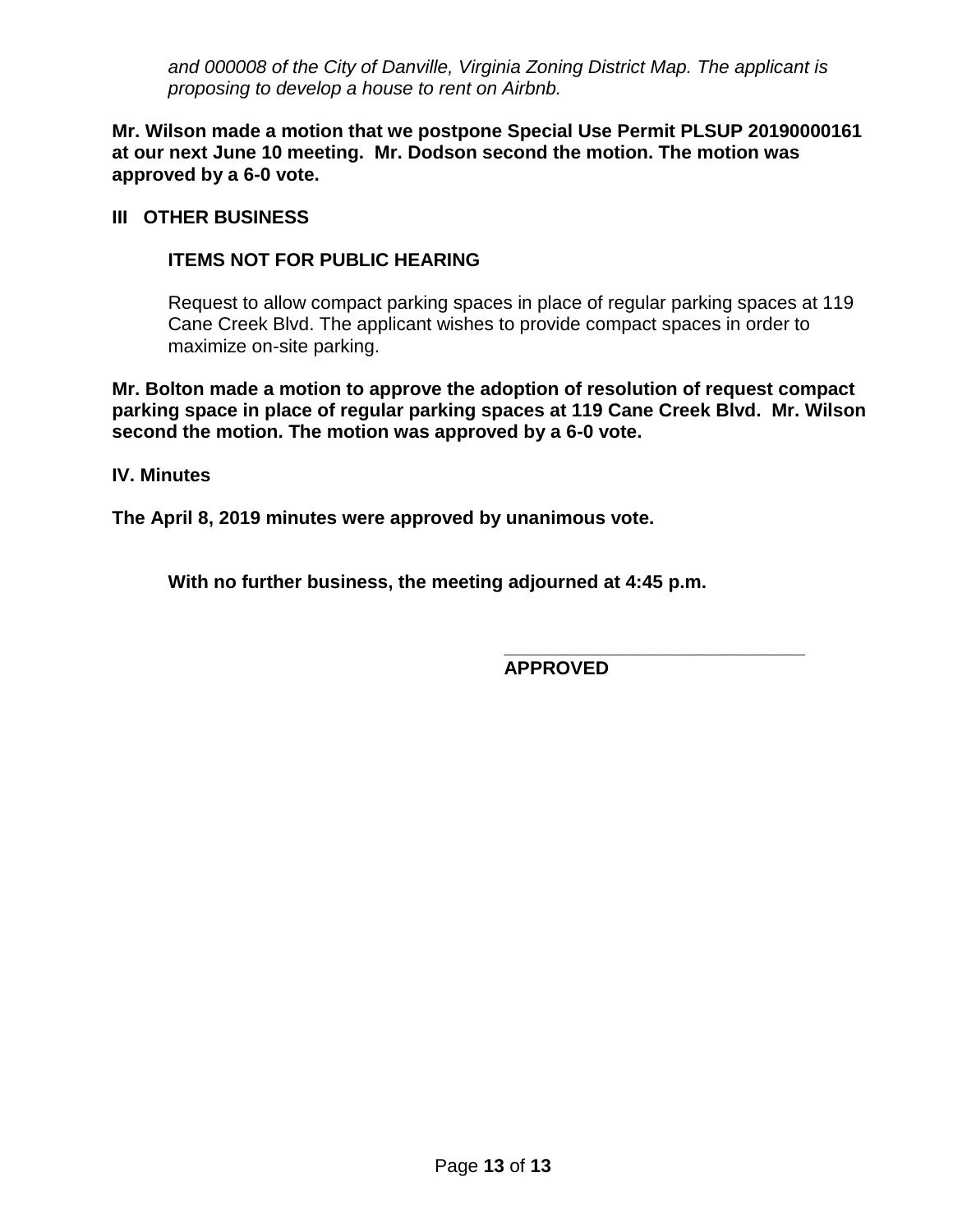*and 000008 of the City of Danville, Virginia Zoning District Map. The applicant is proposing to develop a house to rent on Airbnb.*

**Mr. Wilson made a motion that we postpone Special Use Permit PLSUP 20190000161 at our next June 10 meeting. Mr. Dodson second the motion. The motion was approved by a 6-0 vote.**

## III OTHER BUSINESS

### ITEMS NOT FOR PUBLIC HEARING

Request to allow compact parking spaces in place of regular parking spaces at 119 Cane Creek Blvd. The applicant wishes to provide compact spaces in order to maximize on-site parking.

**Mr. Bolton made a motion to approve the adoption of resolution of request compact parking space in place of regular parking spaces at 119 Cane Creek Blvd. Mr. Wilson second the motion. The motion was approved by a 6-0 vote.**

## IV. Minutes

**The April 8, 2019 minutes were approved by unanimous vote.**

**With no further business, the meeting adjourned at 4:45 p.m.**

______________________________
**APPROVED**